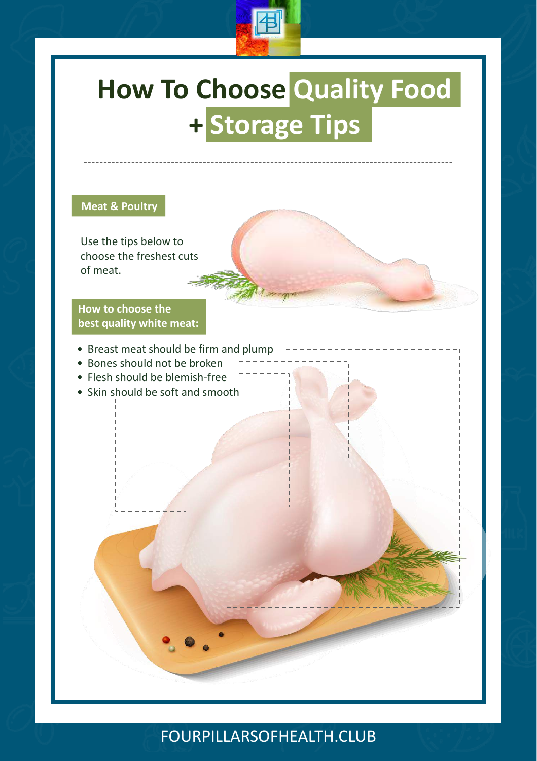# How To Choose Quality Food + Storage Tips

## Meat & Poultry

Use the tips below to choose the freshest cuts of meat.

### How to choose the best quality white meat:

- Breast meat should be firm and plump
- Bones should not be broken
- Flesh should be blemish-free
- Skin should be soft and smooth

FOURPILLARSOFHEALTH.CLUB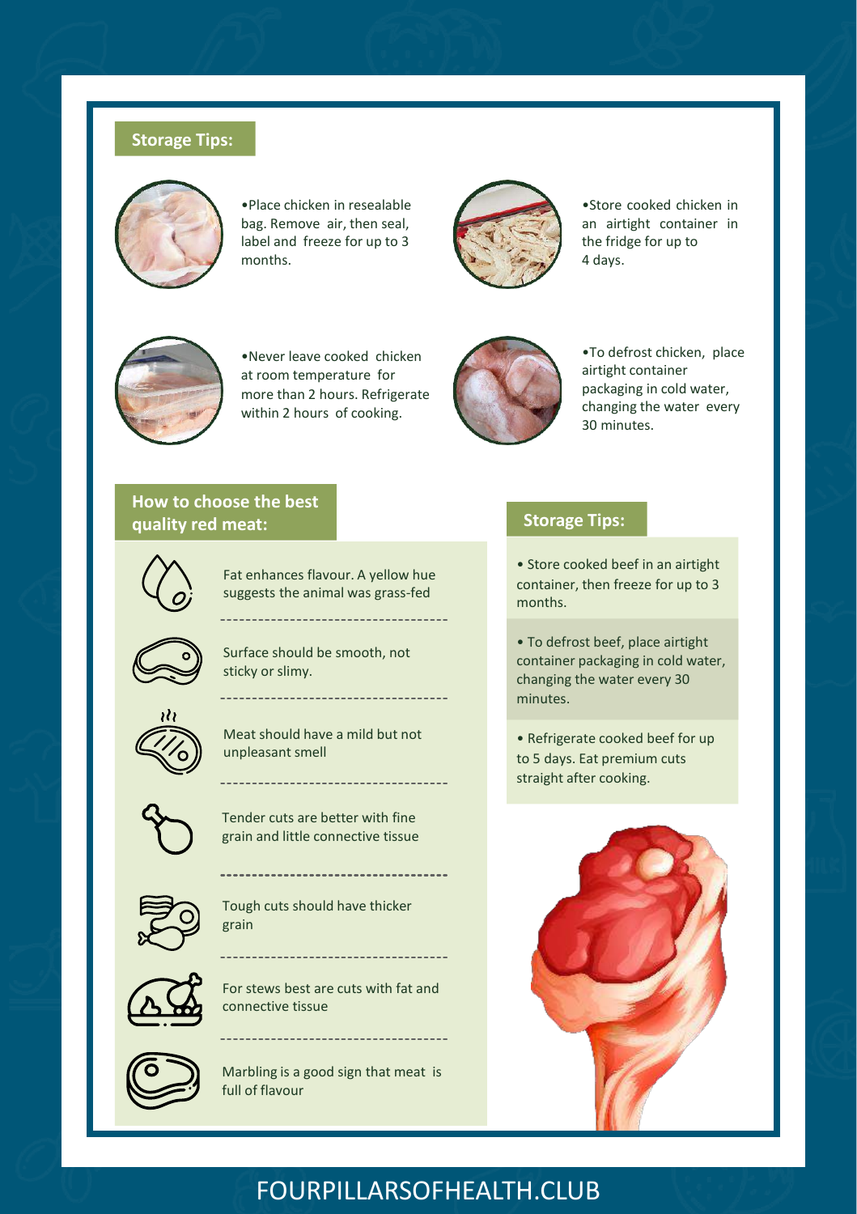## Storage Tips:

- Place chicken in resealable bag. Remove air, then seal, label and freeze for up to 3 months.
- Store cooked chicken in an airtight container in the fridge for up to 4 days.
- Never leave cooked chicken at room temperature for more than 2 hours. Refrigerate within 2 hours of cooking.
- To defrost chicken, place airtight container packaging in cold water, changing the water every 30 minutes.

## How to choose the best quality red meat:

- Fat enhances flavour. A yellow hue suggests the animal was grass-fed
- Surface should be smooth, not sticky or slimy.
- Meat should have a mild but not unpleasant smell
- Tender cuts are better with fine grain and little connective tissue
- Tough cuts should have thicker grain
- For stews best are cuts with fat and connective tissue
- Marbling is a good sign that meat is full of flavour

## Storage Tips:

- Store cooked beef in an airtight container, then freeze for up to 3 months.
- To defrost beef, place airtight container packaging in cold water, changing the water every 30 minutes.
- Refrigerate cooked beef for up to 5 days. Eat premium cuts straight after cooking.

FOURPILLARSOFHEALTH.CLUB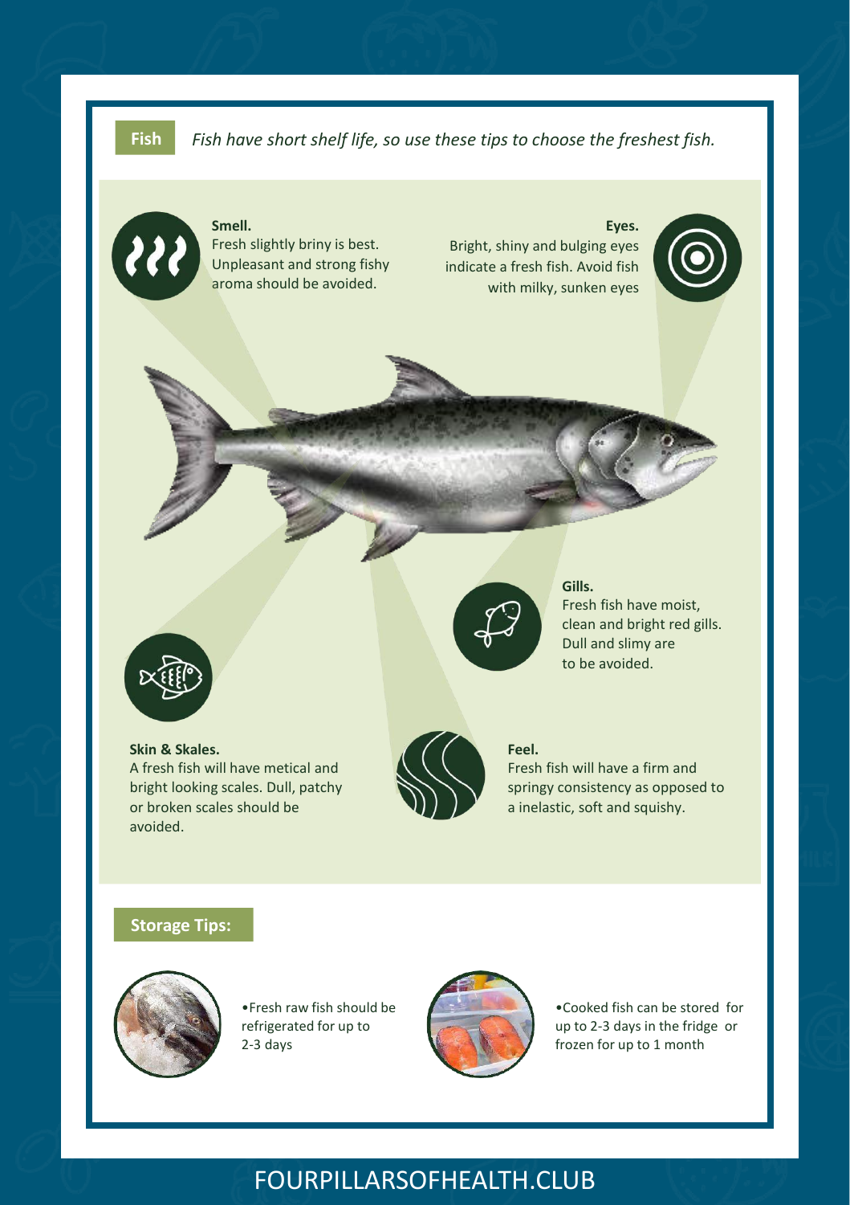## Fish

*Fish have short shelf life, so use these tips to choose the freshest fish.*

**Smell.**
Fresh slightly briny is best. Unpleasant and strong fishy aroma should be avoided.

**Eyes.**
Bright, shiny and bulging eyes indicate a fresh fish. Avoid fish with milky, sunken eyes

**Gills.**
Fresh fish have moist, clean and bright red gills. Dull and slimy are to be avoided.

**Skin & Skales.**
A fresh fish will have metical and bright looking scales. Dull, patchy or broken scales should be avoided.

**Feel.**
Fresh fish will have a firm and springy consistency as opposed to a inelastic, soft and squishy.

## Storage Tips:

- Fresh raw fish should be refrigerated for up to 2-3 days
- Cooked fish can be stored for up to 2-3 days in the fridge or frozen for up to 1 month

FOURPILLARSOFHEALTH.CLUB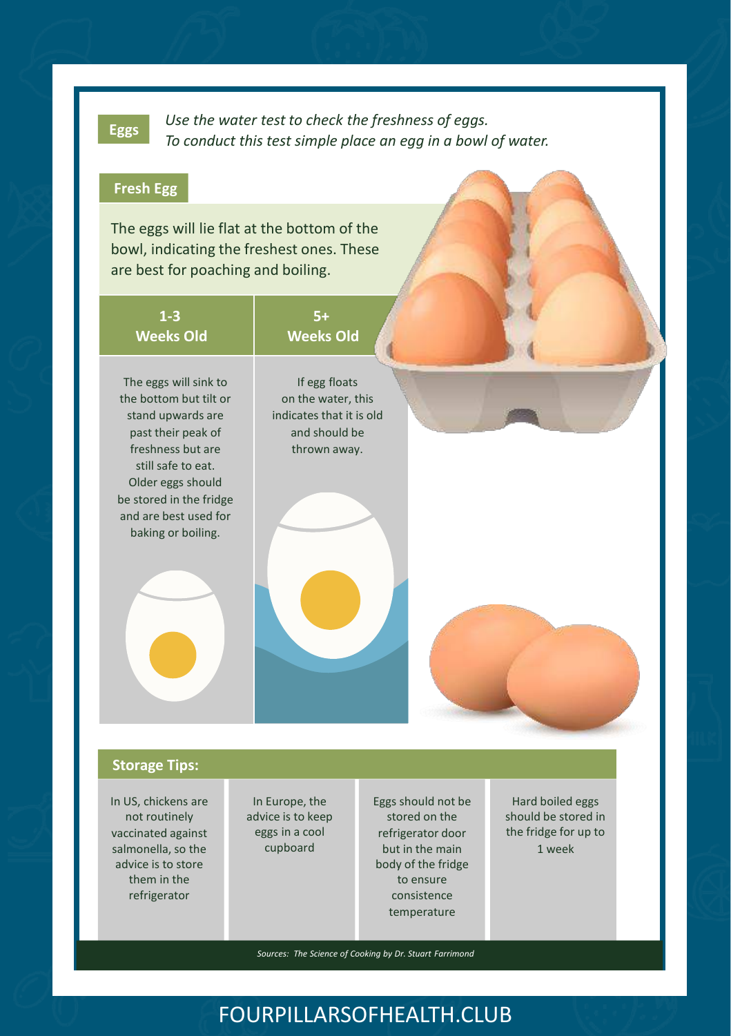## Eggs

*Use the water test to check the freshness of eggs.*
*To conduct this test simple place an egg in a bowl of water.*

### Fresh Egg

The eggs will lie flat at the bottom of the bowl, indicating the freshest ones. These are best for poaching and boiling.

| 1-3 Weeks Old | 5+ Weeks Old |
| --- | --- |
| The eggs will sink to the bottom but tilt or stand upwards are past their peak of freshness but are still safe to eat. Older eggs should be stored in the fridge and are best used for baking or boiling. | If egg floats on the water, this indicates that it is old and should be thrown away. |

### Storage Tips:

| | | | |
| --- | --- | --- | --- |
| In US, chickens are not routinely vaccinated against salmonella, so the advice is to store them in the refrigerator | In Europe, the advice is to keep eggs in a cool cupboard | Eggs should not be stored on the refrigerator door but in the main body of the fridge to ensure consistence temperature | Hard boiled eggs should be stored in the fridge for up to 1 week |

*Sources: The Science of Cooking by Dr. Stuart Farrimond*

FOURPILLARSOFHEALTH.CLUB